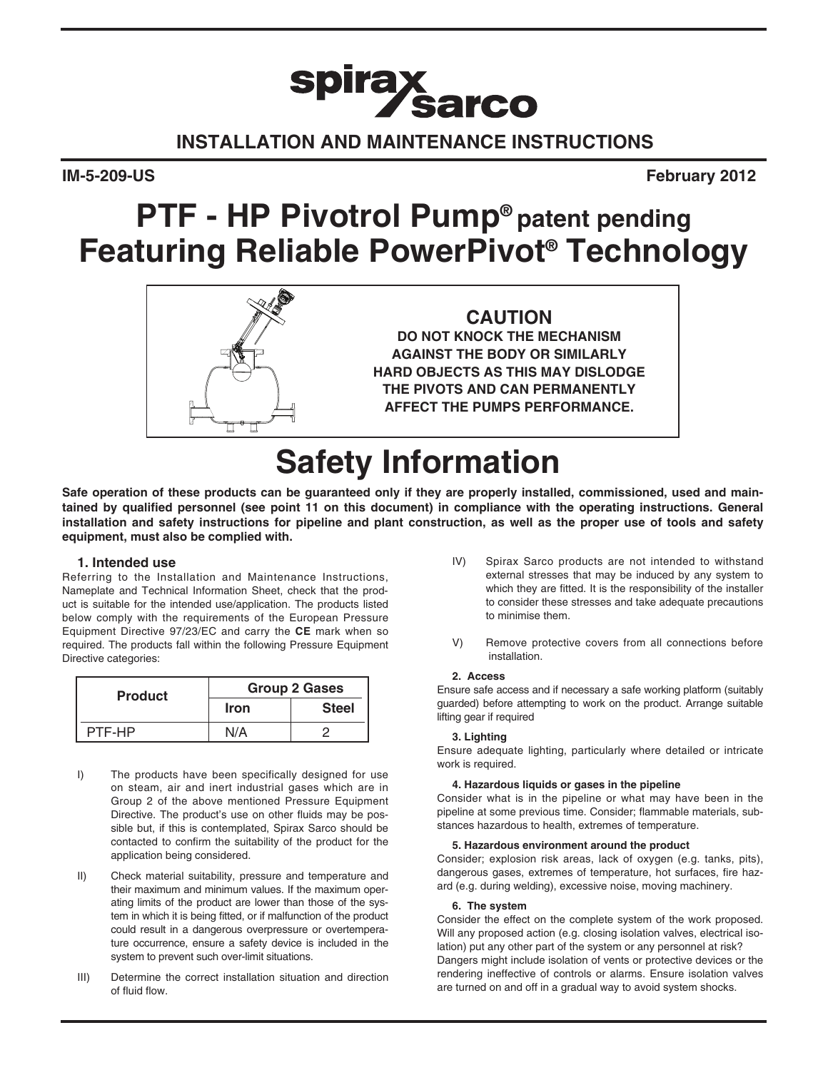spirax sarco

## INSTALLATION AND MAINTENANCE INSTRUCTIONS

**IM-5-209-US** **February 2012**

# PTF - HP Pivotrol Pump® patent pending Featuring Reliable PowerPivot® Technology

**CAUTION**

**DO NOT KNOCK THE MECHANISM AGAINST THE BODY OR SIMILARLY HARD OBJECTS AS THIS MAY DISLODGE THE PIVOTS AND CAN PERMANENTLY AFFECT THE PUMPS PERFORMANCE.**

# Safety Information

**Safe operation of these products can be guaranteed only if they are properly installed, commissioned, used and maintained by qualified personnel (see point 11 on this document) in compliance with the operating instructions. General installation and safety instructions for pipeline and plant construction, as well as the proper use of tools and safety equipment, must also be complied with.**

### 1. Intended use

Referring to the Installation and Maintenance Instructions, Nameplate and Technical Information Sheet, check that the product is suitable for the intended use/application. The products listed below comply with the requirements of the European Pressure Equipment Directive 97/23/EC and carry the **CE** mark when so required. The products fall within the following Pressure Equipment Directive categories:

| Product | Group 2 Gases | |
|---|---|---|
| | Iron | Steel |
| PTF-HP | N/A | 2 |

I) The products have been specifically designed for use on steam, air and inert industrial gases which are in Group 2 of the above mentioned Pressure Equipment Directive. The product's use on other fluids may be possible but, if this is contemplated, Spirax Sarco should be contacted to confirm the suitability of the product for the application being considered.

II) Check material suitability, pressure and temperature and their maximum and minimum values. If the maximum operating limits of the product are lower than those of the system in which it is being fitted, or if malfunction of the product could result in a dangerous overpressure or overtemperature occurrence, ensure a safety device is included in the system to prevent such over-limit situations.

III) Determine the correct installation situation and direction of fluid flow.

IV) Spirax Sarco products are not intended to withstand external stresses that may be induced by any system to which they are fitted. It is the responsibility of the installer to consider these stresses and take adequate precautions to minimise them.

V) Remove protective covers from all connections before installation.

### 2. Access

Ensure safe access and if necessary a safe working platform (suitably guarded) before attempting to work on the product. Arrange suitable lifting gear if required

### 3. Lighting

Ensure adequate lighting, particularly where detailed or intricate work is required.

### 4. Hazardous liquids or gases in the pipeline

Consider what is in the pipeline or what may have been in the pipeline at some previous time. Consider; flammable materials, substances hazardous to health, extremes of temperature.

### 5. Hazardous environment around the product

Consider; explosion risk areas, lack of oxygen (e.g. tanks, pits), dangerous gases, extremes of temperature, hot surfaces, fire hazard (e.g. during welding), excessive noise, moving machinery.

### 6. The system

Consider the effect on the complete system of the work proposed. Will any proposed action (e.g. closing isolation valves, electrical isolation) put any other part of the system or any personnel at risk? Dangers might include isolation of vents or protective devices or the rendering ineffective of controls or alarms. Ensure isolation valves are turned on and off in a gradual way to avoid system shocks.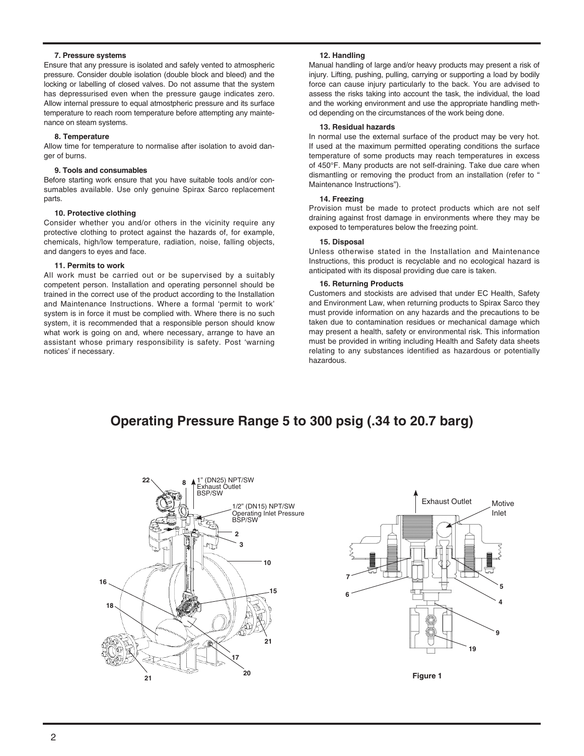#### 7. Pressure systems

Ensure that any pressure is isolated and safely vented to atmospheric pressure. Consider double isolation (double block and bleed) and the locking or labelling of closed valves. Do not assume that the system has depressurised even when the pressure gauge indicates zero. Allow internal pressure to equal atmostpheric pressure and its surface temperature to reach room temperature before attempting any maintenance on steam systems.

#### 8. Temperature

Allow time for temperature to normalise after isolation to avoid danger of burns.

#### 9. Tools and consumables

Before starting work ensure that you have suitable tools and/or consumables available. Use only genuine Spirax Sarco replacement parts.

#### 10. Protective clothing

Consider whether you and/or others in the vicinity require any protective clothing to protect against the hazards of, for example, chemicals, high/low temperature, radiation, noise, falling objects, and dangers to eyes and face.

#### 11. Permits to work

All work must be carried out or be supervised by a suitably competent person. Installation and operating personnel should be trained in the correct use of the product according to the Installation and Maintenance Instructions. Where a formal 'permit to work' system is in force it must be complied with. Where there is no such system, it is recommended that a responsible person should know what work is going on and, where necessary, arrange to have an assistant whose primary responsibility is safety. Post 'warning notices' if necessary.

#### 12. Handling

Manual handling of large and/or heavy products may present a risk of injury. Lifting, pushing, pulling, carrying or supporting a load by bodily force can cause injury particularly to the back. You are advised to assess the risks taking into account the task, the individual, the load and the working environment and use the appropriate handling method depending on the circumstances of the work being done.

#### 13. Residual hazards

In normal use the external surface of the product may be very hot. If used at the maximum permitted operating conditions the surface temperature of some products may reach temperatures in excess of 450°F. Many products are not self-draining. Take due care when dismantling or removing the product from an installation (refer to " Maintenance Instructions").

#### 14. Freezing

Provision must be made to protect products which are not self draining against frost damage in environments where they may be exposed to temperatures below the freezing point.

#### 15. Disposal

Unless otherwise stated in the Installation and Maintenance Instructions, this product is recyclable and no ecological hazard is anticipated with its disposal providing due care is taken.

#### 16. Returning Products

Customers and stockists are advised that under EC Health, Safety and Environment Law, when returning products to Spirax Sarco they must provide information on any hazards and the precautions to be taken due to contamination residues or mechanical damage which may present a health, safety or environmental risk. This information must be provided in writing including Health and Safety data sheets relating to any substances identified as hazardous or potentially hazardous.

## Operating Pressure Range 5 to 300 psig (.34 to 20.7 barg)

1" (DN25) NPT/SW Exhaust Outlet BSP/SW

1/2" (DN15) NPT/SW Operating Inlet Pressure BSP/SW

Exhaust Outlet

Motive Inlet

Figure 1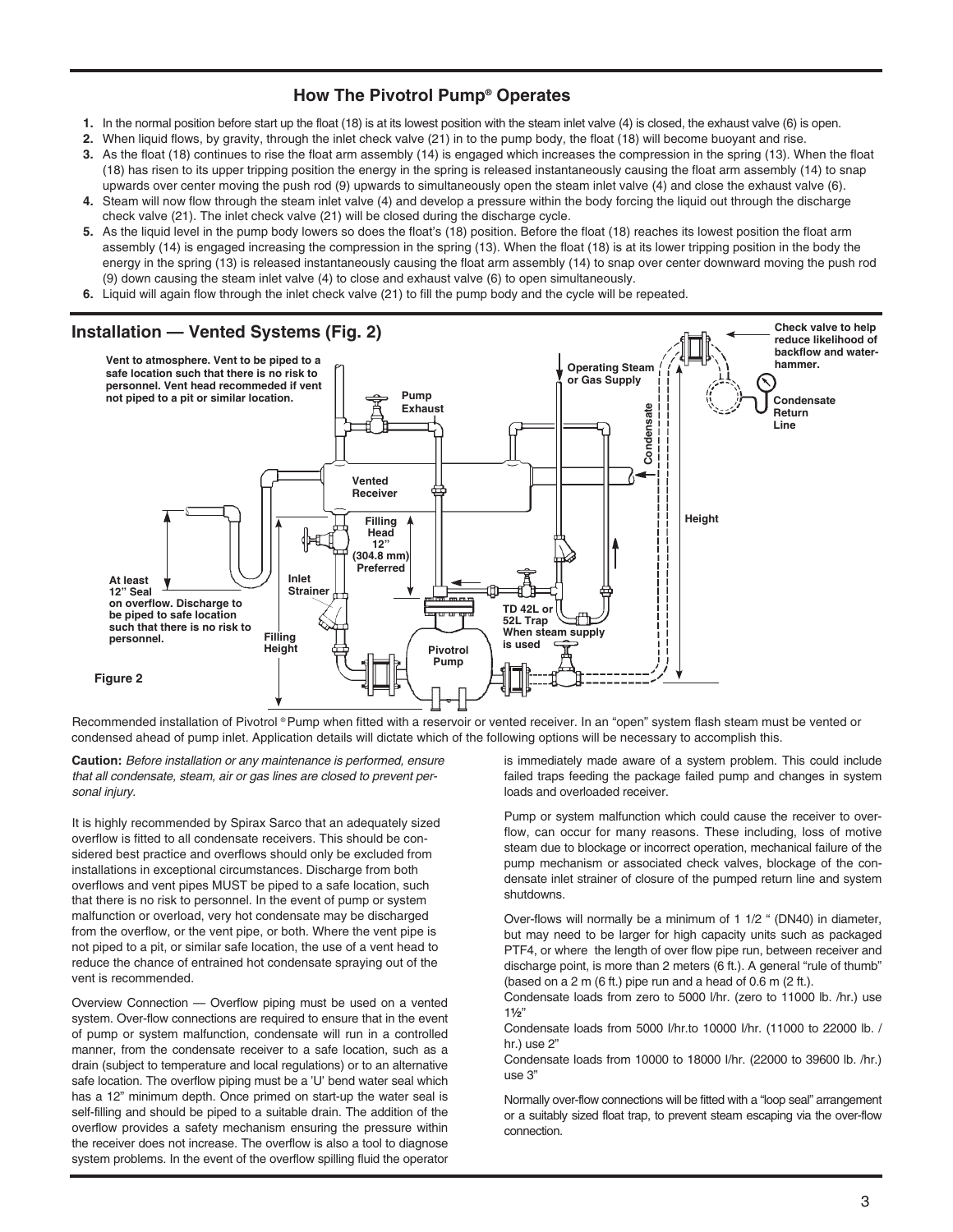## How The Pivotrol Pump® Operates

1. In the normal position before start up the float (18) is at its lowest position with the steam inlet valve (4) is closed, the exhaust valve (6) is open.
2. When liquid flows, by gravity, through the inlet check valve (21) in to the pump body, the float (18) will become buoyant and rise.
3. As the float (18) continues to rise the float arm assembly (14) is engaged which increases the compression in the spring (13). When the float (18) has risen to its upper tripping position the energy in the spring is released instantaneously causing the float arm assembly (14) to snap upwards over center moving the push rod (9) upwards to simultaneously open the steam inlet valve (4) and close the exhaust valve (6).
4. Steam will now flow through the steam inlet valve (4) and develop a pressure within the body forcing the liquid out through the discharge check valve (21). The inlet check valve (21) will be closed during the discharge cycle.
5. As the liquid level in the pump body lowers so does the float's (18) position. Before the float (18) reaches its lowest position the float arm assembly (14) is engaged increasing the compression in the spring (13). When the float (18) is at its lower tripping position in the body the energy in the spring (13) is released instantaneously causing the float arm assembly (14) to snap over center downward moving the push rod (9) down causing the steam inlet valve (4) to close and exhaust valve (6) to open simultaneously.
6. Liquid will again flow through the inlet check valve (21) to fill the pump body and the cycle will be repeated.

## Installation — Vented Systems (Fig. 2)

Vent to atmosphere. Vent to be piped to a safe location such that there is no risk to personnel. Vent head recommeded if vent not piped to a pit or similar location.

Pump Exhaust

Operating Steam or Gas Supply

Check valve to help reduce likelihood of backflow and water-hammer.

Condensate Return Line

Condensate

Vented Receiver

Filling Head 12" (304.8 mm) Preferred

Height

At least 12" Seal on overflow. Discharge to be piped to safe location such that there is no risk to personnel.

Inlet Strainer

Filling Height

TD 42L or 52L Trap When steam supply is used

Pivotrol Pump

Figure 2

Recommended installation of Pivotrol ® Pump when fitted with a reservoir or vented receiver. In an "open" system flash steam must be vented or condensed ahead of pump inlet. Application details will dictate which of the following options will be necessary to accomplish this.

**Caution:** *Before installation or any maintenance is performed, ensure that all condensate, steam, air or gas lines are closed to prevent personal injury.*

It is highly recommended by Spirax Sarco that an adequately sized overflow is fitted to all condensate receivers. This should be considered best practice and overflows should only be excluded from installations in exceptional circumstances. Discharge from both overflows and vent pipes MUST be piped to a safe location, such that there is no risk to personnel. In the event of pump or system malfunction or overload, very hot condensate may be discharged from the overflow, or the vent pipe, or both. Where the vent pipe is not piped to a pit, or similar safe location, the use of a vent head to reduce the chance of entrained hot condensate spraying out of the vent is recommended.

Overview Connection — Overflow piping must be used on a vented system. Over-flow connections are required to ensure that in the event of pump or system malfunction, condensate will run in a controlled manner, from the condensate receiver to a safe location, such as a drain (subject to temperature and local regulations) or to an alternative safe location. The overflow piping must be a 'U' bend water seal which has a 12" minimum depth. Once primed on start-up the water seal is self-filling and should be piped to a suitable drain. The addition of the overflow provides a safety mechanism ensuring the pressure within the receiver does not increase. The overflow is also a tool to diagnose system problems. In the event of the overflow spilling fluid the operator is immediately made aware of a system problem. This could include failed traps feeding the package failed pump and changes in system loads and overloaded receiver.

Pump or system malfunction which could cause the receiver to overflow, can occur for many reasons. These including, loss of motive steam due to blockage or incorrect operation, mechanical failure of the pump mechanism or associated check valves, blockage of the condensate inlet strainer of closure of the pumped return line and system shutdowns.

Over-flows will normally be a minimum of 1 1/2 " (DN40) in diameter, but may need to be larger for high capacity units such as packaged PTF4, or where the length of over flow pipe run, between receiver and discharge point, is more than 2 meters (6 ft.). A general "rule of thumb" (based on a 2 m (6 ft.) pipe run and a head of 0.6 m (2 ft.).

Condensate loads from zero to 5000 l/hr. (zero to 11000 lb. /hr.) use 1½"

Condensate loads from 5000 l/hr.to 10000 l/hr. (11000 to 22000 lb. / hr.) use 2"

Condensate loads from 10000 to 18000 l/hr. (22000 to 39600 lb. /hr.) use 3"

Normally over-flow connections will be fitted with a "loop seal" arrangement or a suitably sized float trap, to prevent steam escaping via the over-flow connection.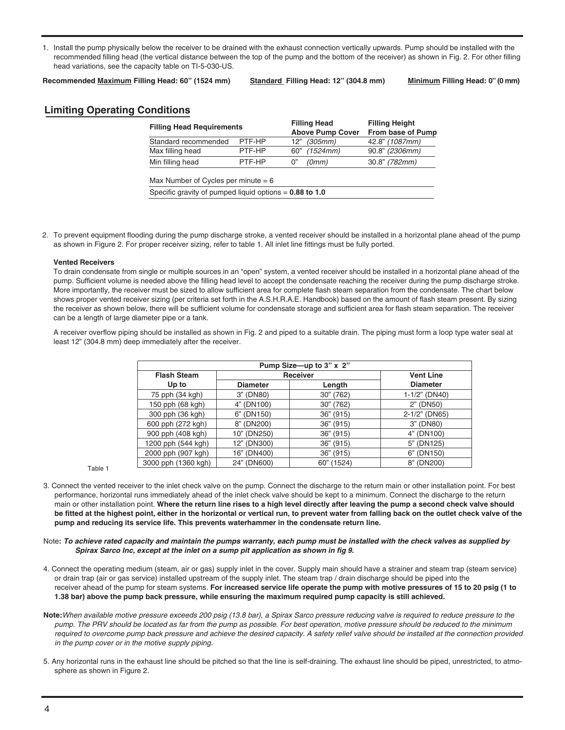1. Install the pump physically below the receiver to be drained with the exhaust connection vertically upwards. Pump should be installed with the recommended filling head (the vertical distance between the top of the pump and the bottom of the receiver) as shown in Fig. 2. For other filling head variations, see the capacity table on TI-5-030-US.

**Recommended Maximum Filling Head: 60" (1524 mm)** **Standard Filling Head: 12" (304.8 mm)** **Minimum Filling Head: 0" (0 mm)**

## Limiting Operating Conditions

| Filling Head Requirements | | Filling Head Above Pump Cover | Filling Height From base of Pump |
|---|---|---|---|
| Standard recommended | PTF-HP | 12" *(305mm)* | 42.8" *(1087mm)* |
| Max filling head | PTF-HP | 60" *(1524mm)* | 90.8" *(2306mm)* |
| Min filling head | PTF-HP | 0" *(0mm)* | 30.8" *(782mm)* |

Max Number of Cycles per minute = 6

Specific gravity of pumped liquid options = **0.88 to 1.0**

2. To prevent equipment flooding during the pump discharge stroke, a vented receiver should be installed in a horizontal plane ahead of the pump as shown in Figure 2. For proper receiver sizing, refer to table 1. All inlet line fittings must be fully ported.

   **Vented Receivers**

   To drain condensate from single or multiple sources in an "open" system, a vented receiver should be installed in a horizontal plane ahead of the pump. Sufficient volume is needed above the filling head level to accept the condensate reaching the receiver during the pump discharge stroke. More importantly, the receiver must be sized to allow sufficient area for complete flash steam separation from the condensate. The chart below shows proper vented receiver sizing (per criteria set forth in the A.S.H.R.A.E. Handbook) based on the amount of flash steam present. By sizing the receiver as shown below, there will be sufficient volume for condensate storage and sufficient area for flash steam separation. The receiver can be a length of large diameter pipe or a tank.

   A receiver overflow piping should be installed as shown in Fig. 2 and piped to a suitable drain. The piping must form a loop type water seal at least 12" (304.8 mm) deep immediately after the receiver.

| Pump Size—up to 3" x 2" | | | |
|---|---|---|---|
| Flash Steam | Receiver | | Vent Line |
| Up to | Diameter | Length | Diameter |
| 75 pph (34 kgh) | 3" (DN80) | 30" (762) | 1-1/2" (DN40) |
| 150 pph (68 kgh) | 4" (DN100) | 30" (762) | 2" (DN50) |
| 300 pph (36 kgh) | 6" (DN150) | 36" (915) | 2-1/2" (DN65) |
| 600 pph (272 kgh) | 8" (DN200) | 36" (915) | 3" (DN80) |
| 900 pph (408 kgh) | 10" (DN250) | 36" (915) | 4" (DN100) |
| 1200 pph (544 kgh) | 12" (DN300) | 36" (915) | 5" (DN125) |
| 2000 pph (907 kgh) | 16" (DN400) | 36" (915) | 6" (DN150) |
| 3000 pph (1360 kgh) | 24" (DN600) | 60" (1524) | 8" (DN200) |

Table 1

3. Connect the vented receiver to the inlet check valve on the pump. Connect the discharge to the return main or other installation point. For best performance, horizontal runs immediately ahead of the inlet check valve should be kept to a minimum. Connect the discharge to the return main or other installation point. **Where the return line rises to a high level directly after leaving the pump a second check valve should be fitted at the highest point, either in the horizontal or vertical run, to prevent water from falling back on the outlet check valve of the pump and reducing its service life. This prevents waterhammer in the condensate return line.**

Note: ***To achieve rated capacity and maintain the pumps warranty, each pump must be installed with the check valves as supplied by Spirax Sarco Inc, except at the inlet on a sump pit application as shown in fig 9.***

4. Connect the operating medium (steam, air or gas) supply inlet in the cover. Supply main should have a strainer and steam trap (steam service) or drain trap (air or gas service) installed upstream of the supply inlet. The steam trap / drain discharge should be piped into the receiver ahead of the pump for steam systems. **For increased service life operate the pump with motive pressures of 15 to 20 psig (1 to 1.38 bar) above the pump back pressure, while ensuring the maximum required pump capacity is still achieved.**

**Note:** *When available motive pressure exceeds 200 psig (13.8 bar), a Spirax Sarco pressure reducing valve is required to reduce pressure to the pump. The PRV should be located as far from the pump as possible. For best operation, motive pressure should be reduced to the minimum required to overcome pump back pressure and achieve the desired capacity. A safety relief valve should be installed at the connection provided in the pump cover or in the motive supply piping.*

5. Any horizontal runs in the exhaust line should be pitched so that the line is self-draining. The exhaust line should be piped, unrestricted, to atmosphere as shown in Figure 2.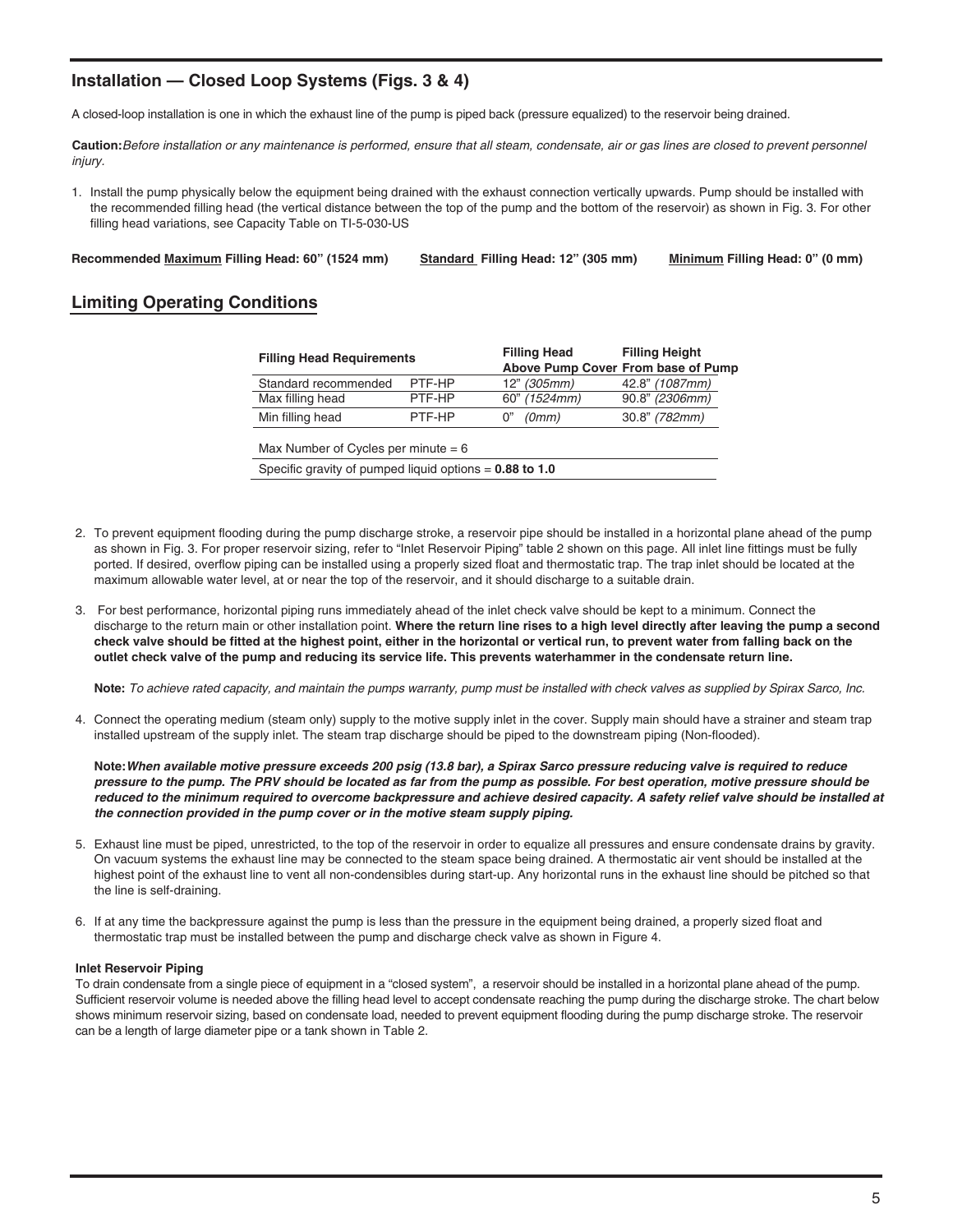## Installation — Closed Loop Systems (Figs. 3 & 4)

A closed-loop installation is one in which the exhaust line of the pump is piped back (pressure equalized) to the reservoir being drained.

**Caution:** *Before installation or any maintenance is performed, ensure that all steam, condensate, air or gas lines are closed to prevent personnel injury.*

1. Install the pump physically below the equipment being drained with the exhaust connection vertically upwards. Pump should be installed with the recommended filling head (the vertical distance between the top of the pump and the bottom of the reservoir) as shown in Fig. 3. For other filling head variations, see Capacity Table on TI-5-030-US

**Recommended Maximum Filling Head: 60" (1524 mm)** **Standard Filling Head: 12" (305 mm)** **Minimum Filling Head: 0" (0 mm)**

## Limiting Operating Conditions

| Filling Head Requirements | | Filling Head Above Pump Cover | Filling Height From base of Pump |
|---|---|---|---|
| Standard recommended | PTF-HP | 12" *(305mm)* | 42.8" *(1087mm)* |
| Max filling head | PTF-HP | 60" *(1524mm)* | 90.8" *(2306mm)* |
| Min filling head | PTF-HP | 0" *(0mm)* | 30.8" *(782mm)* |

Max Number of Cycles per minute = 6

Specific gravity of pumped liquid options = **0.88 to 1.0**

2. To prevent equipment flooding during the pump discharge stroke, a reservoir pipe should be installed in a horizontal plane ahead of the pump as shown in Fig. 3. For proper reservoir sizing, refer to "Inlet Reservoir Piping" table 2 shown on this page. All inlet line fittings must be fully ported. If desired, overflow piping can be installed using a properly sized float and thermostatic trap. The trap inlet should be located at the maximum allowable water level, at or near the top of the reservoir, and it should discharge to a suitable drain.

3. For best performance, horizontal piping runs immediately ahead of the inlet check valve should be kept to a minimum. Connect the discharge to the return main or other installation point. **Where the return line rises to a high level directly after leaving the pump a second check valve should be fitted at the highest point, either in the horizontal or vertical run, to prevent water from falling back on the outlet check valve of the pump and reducing its service life. This prevents waterhammer in the condensate return line.**

   **Note:** *To achieve rated capacity, and maintain the pumps warranty, pump must be installed with check valves as supplied by Spirax Sarco, Inc.*

4. Connect the operating medium (steam only) supply to the motive supply inlet in the cover. Supply main should have a strainer and steam trap installed upstream of the supply inlet. The steam trap discharge should be piped to the downstream piping (Non-flooded).

   **Note:** ***When available motive pressure exceeds 200 psig (13.8 bar), a Spirax Sarco pressure reducing valve is required to reduce pressure to the pump. The PRV should be located as far from the pump as possible. For best operation, motive pressure should be reduced to the minimum required to overcome backpressure and achieve desired capacity. A safety relief valve should be installed at the connection provided in the pump cover or in the motive steam supply piping.***

5. Exhaust line must be piped, unrestricted, to the top of the reservoir in order to equalize all pressures and ensure condensate drains by gravity. On vacuum systems the exhaust line may be connected to the steam space being drained. A thermostatic air vent should be installed at the highest point of the exhaust line to vent all non-condensibles during start-up. Any horizontal runs in the exhaust line should be pitched so that the line is self-draining.

6. If at any time the backpressure against the pump is less than the pressure in the equipment being drained, a properly sized float and thermostatic trap must be installed between the pump and discharge check valve as shown in Figure 4.

#### Inlet Reservoir Piping

To drain condensate from a single piece of equipment in a "closed system", a reservoir should be installed in a horizontal plane ahead of the pump. Sufficient reservoir volume is needed above the filling head level to accept condensate reaching the pump during the discharge stroke. The chart below shows minimum reservoir sizing, based on condensate load, needed to prevent equipment flooding during the pump discharge stroke. The reservoir can be a length of large diameter pipe or a tank shown in Table 2.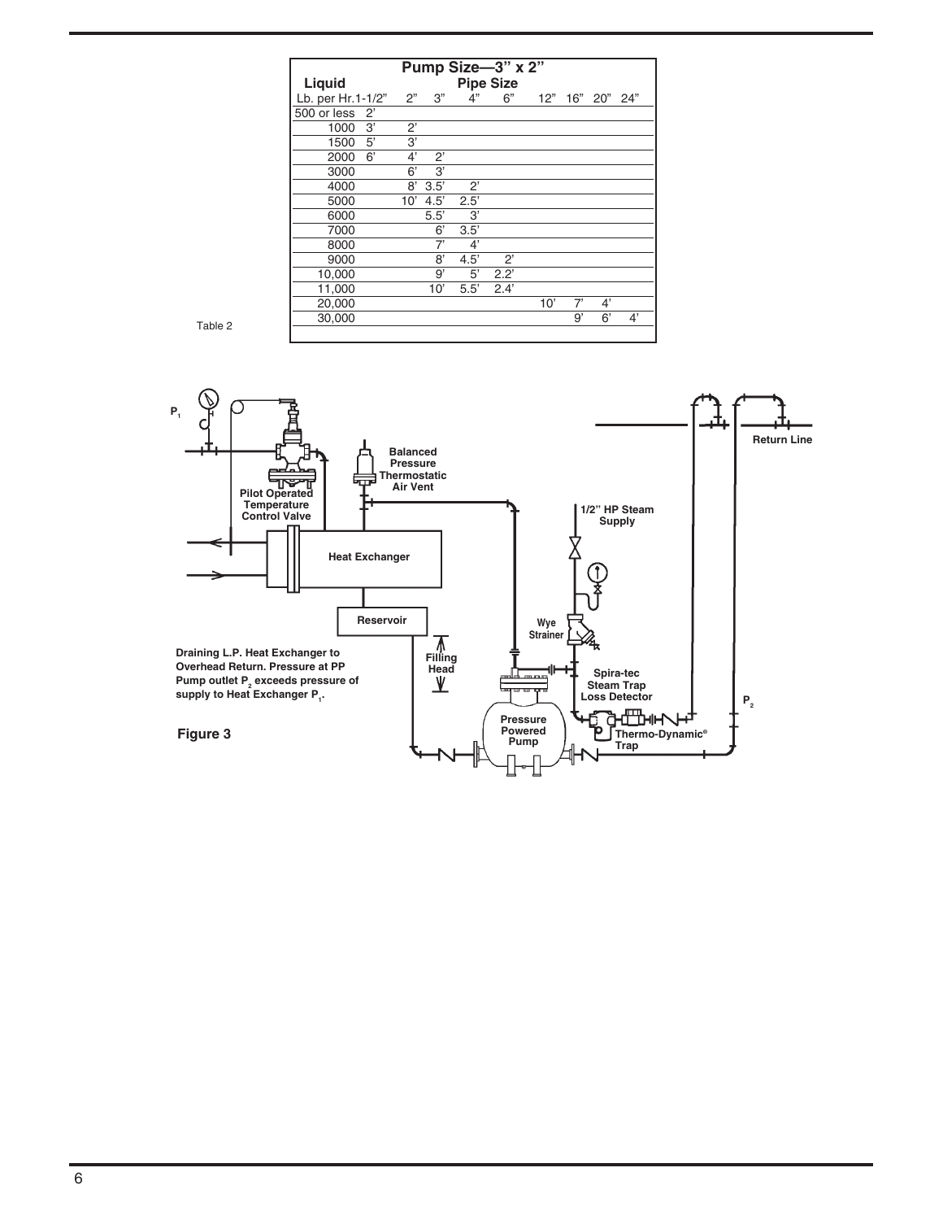**Pump Size—3" x 2"**

| Liquid Lb. per Hr. | Pipe Size 1-1/2" | 2" | 3" | 4" | 6" | 12" | 16" | 20" | 24" |
|---|---|---|---|---|---|---|---|---|---|
| 500 or less | 2' | | | | | | | | |
| 1000 | 3' | 2' | | | | | | | |
| 1500 | 5' | 3' | | | | | | | |
| 2000 | 6' | 4' | 2' | | | | | | |
| 3000 | | 6' | 3' | | | | | | |
| 4000 | | 8' | 3.5' | 2' | | | | | |
| 5000 | | 10' | 4.5' | 2.5' | | | | | |
| 6000 | | | 5.5' | 3' | | | | | |
| 7000 | | | 6' | 3.5' | | | | | |
| 8000 | | | 7' | 4' | | | | | |
| 9000 | | | 8' | 4.5' | 2' | | | | |
| 10,000 | | | 9' | 5' | 2.2' | | | | |
| 11,000 | | | 10' | 5.5' | 2.4' | | | | |
| 20,000 | | | | | | 10' | 7' | 4' | |
| 30,000 | | | | | | | 9' | 6' | 4' |

Table 2

$P_1$ — Pilot Operated Temperature Control Valve — Balanced Pressure Thermostatic Air Vent — Heat Exchanger — Reservoir — Filling Head — 1/2" HP Steam Supply — Wye Strainer — Spira-tec Steam Trap Loss Detector — Pressure Powered Pump — Thermo-Dynamic® Trap — $P_2$ — Return Line

**Draining L.P. Heat Exchanger to Overhead Return. Pressure at PP Pump outlet $P_2$ exceeds pressure of supply to Heat Exchanger $P_1$.**

**Figure 3**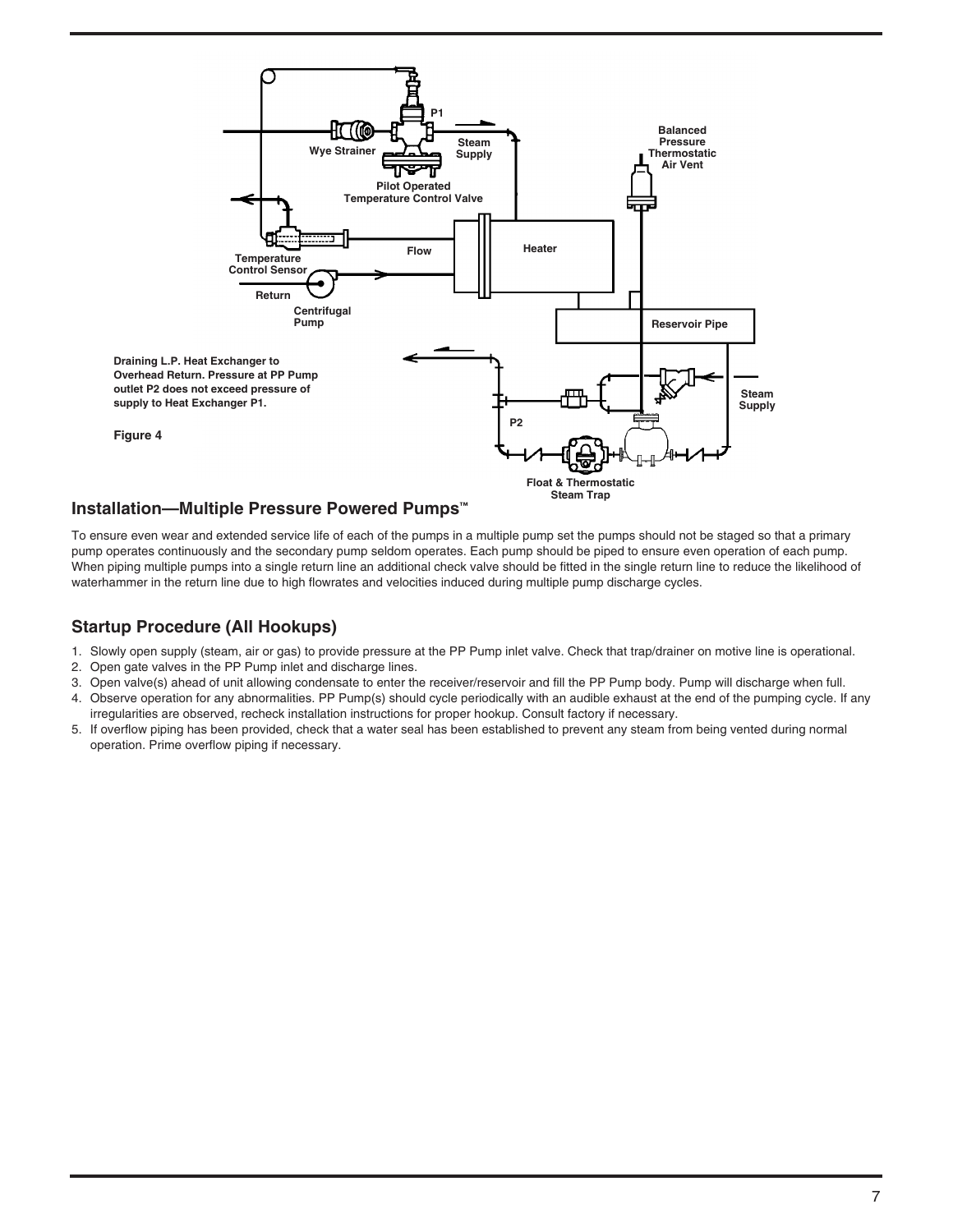Draining L.P. Heat Exchanger to Overhead Return. Pressure at PP Pump outlet P2 does not exceed pressure of supply to Heat Exchanger P1.

Figure 4

## Installation—Multiple Pressure Powered Pumps™

To ensure even wear and extended service life of each of the pumps in a multiple pump set the pumps should not be staged so that a primary pump operates continuously and the secondary pump seldom operates. Each pump should be piped to ensure even operation of each pump. When piping multiple pumps into a single return line an additional check valve should be fitted in the single return line to reduce the likelihood of waterhammer in the return line due to high flowrates and velocities induced during multiple pump discharge cycles.

## Startup Procedure (All Hookups)

1. Slowly open supply (steam, air or gas) to provide pressure at the PP Pump inlet valve. Check that trap/drainer on motive line is operational.
2. Open gate valves in the PP Pump inlet and discharge lines.
3. Open valve(s) ahead of unit allowing condensate to enter the receiver/reservoir and fill the PP Pump body. Pump will discharge when full.
4. Observe operation for any abnormalities. PP Pump(s) should cycle periodically with an audible exhaust at the end of the pumping cycle. If any irregularities are observed, recheck installation instructions for proper hookup. Consult factory if necessary.
5. If overflow piping has been provided, check that a water seal has been established to prevent any steam from being vented during normal operation. Prime overflow piping if necessary.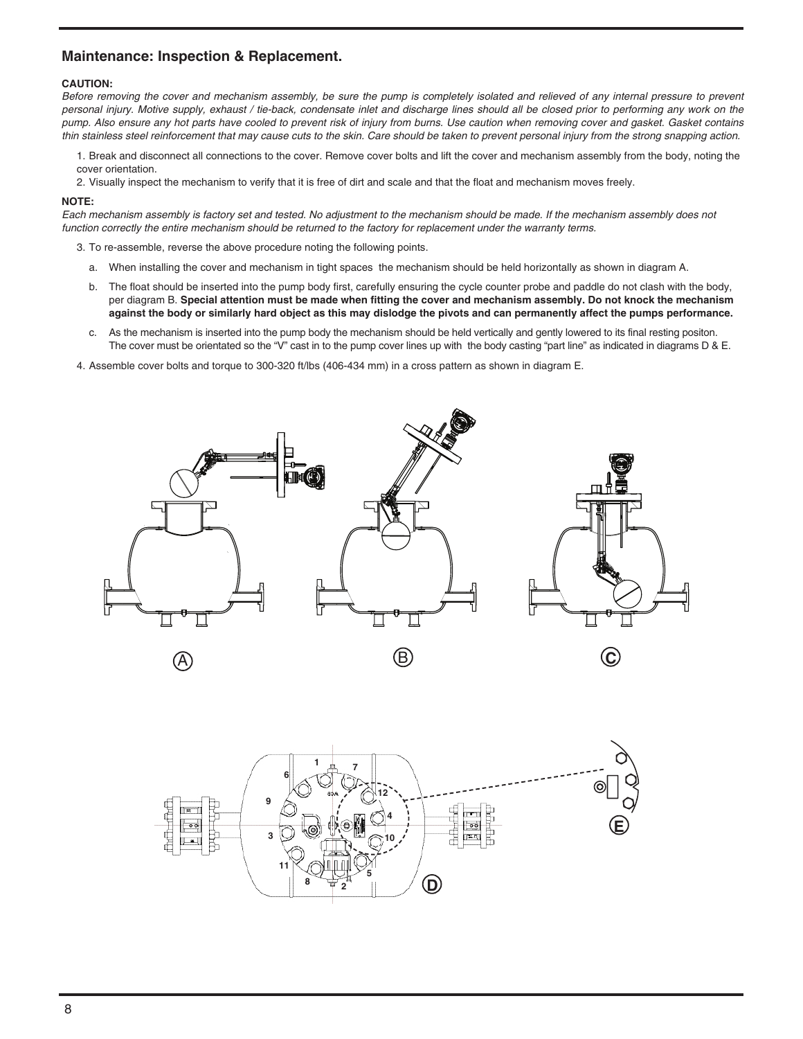## Maintenance: Inspection & Replacement.

**CAUTION:**

*Before removing the cover and mechanism assembly, be sure the pump is completely isolated and relieved of any internal pressure to prevent personal injury. Motive supply, exhaust / tie-back, condensate inlet and discharge lines should all be closed prior to performing any work on the pump. Also ensure any hot parts have cooled to prevent risk of injury from burns. Use caution when removing cover and gasket. Gasket contains thin stainless steel reinforcement that may cause cuts to the skin. Care should be taken to prevent personal injury from the strong snapping action.*

1. Break and disconnect all connections to the cover. Remove cover bolts and lift the cover and mechanism assembly from the body, noting the cover orientation.
2. Visually inspect the mechanism to verify that it is free of dirt and scale and that the float and mechanism moves freely.

**NOTE:**

*Each mechanism assembly is factory set and tested. No adjustment to the mechanism should be made. If the mechanism assembly does not function correctly the entire mechanism should be returned to the factory for replacement under the warranty terms.*

3. To re-assemble, reverse the above procedure noting the following points.
   a. When installing the cover and mechanism in tight spaces the mechanism should be held horizontally as shown in diagram A.
   b. The float should be inserted into the pump body first, carefully ensuring the cycle counter probe and paddle do not clash with the body, per diagram B. **Special attention must be made when fitting the cover and mechanism assembly. Do not knock the mechanism against the body or similarly hard object as this may dislodge the pivots and can permanently affect the pumps performance.**
   c. As the mechanism is inserted into the pump body the mechanism should be held vertically and gently lowered to its final resting positon. The cover must be orientated so the “V” cast in to the pump cover lines up with the body casting “part line” as indicated in diagrams D & E.
4. Assemble cover bolts and torque to 300-320 ft/lbs (406-434 mm) in a cross pattern as shown in diagram E.

A B C

D E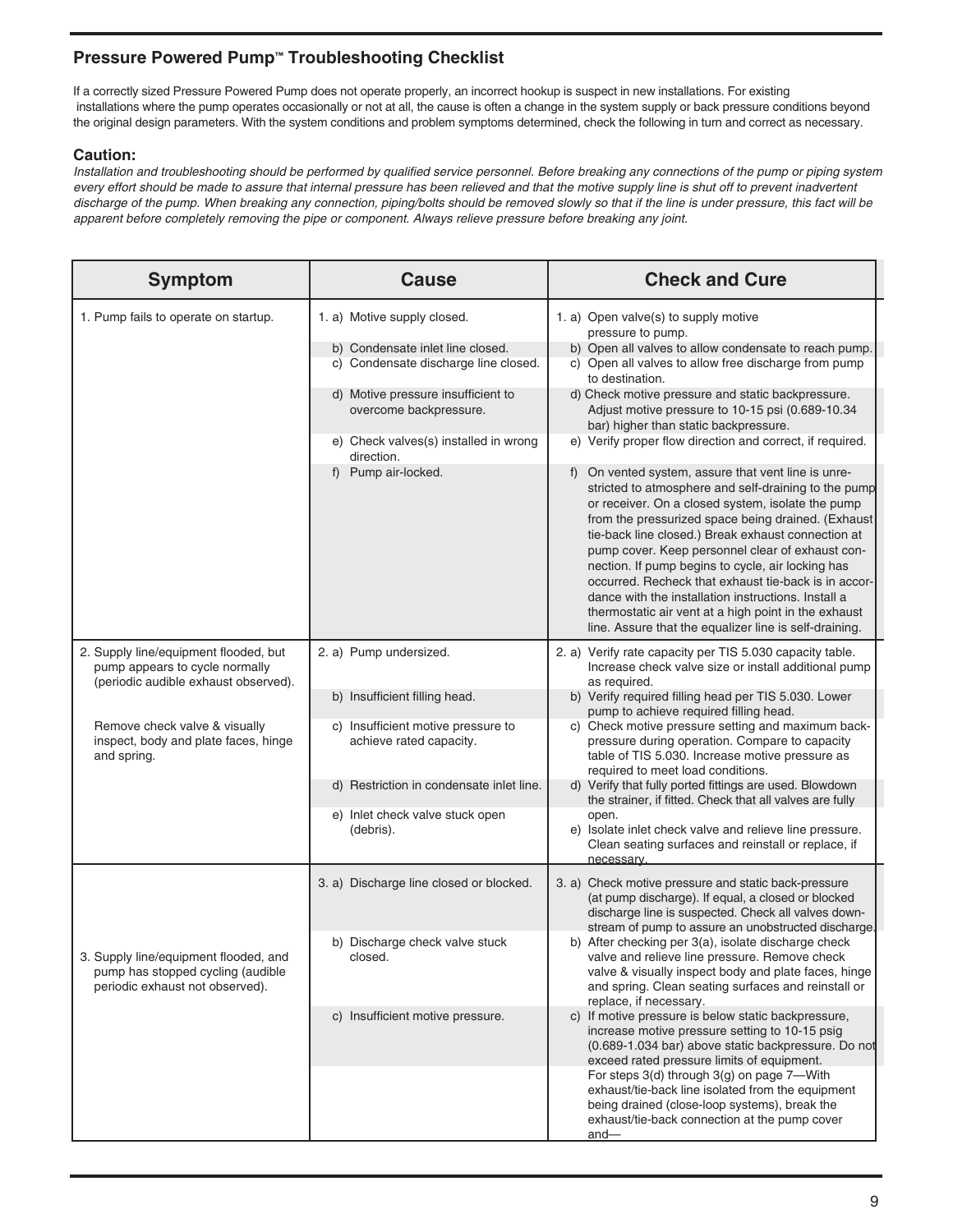## Pressure Powered Pump™ Troubleshooting Checklist

If a correctly sized Pressure Powered Pump does not operate properly, an incorrect hookup is suspect in new installations. For existing installations where the pump operates occasionally or not at all, the cause is often a change in the system supply or back pressure conditions beyond the original design parameters. With the system conditions and problem symptoms determined, check the following in turn and correct as necessary.

### Caution:

*Installation and troubleshooting should be performed by qualified service personnel. Before breaking any connections of the pump or piping system every effort should be made to assure that internal pressure has been relieved and that the motive supply line is shut off to prevent inadvertent discharge of the pump. When breaking any connection, piping/bolts should be removed slowly so that if the line is under pressure, this fact will be apparent before completely removing the pipe or component. Always relieve pressure before breaking any joint.*

| Symptom | Cause | Check and Cure |
|---|---|---|
| 1. Pump fails to operate on startup. | 1. a) Motive supply closed. | 1. a) Open valve(s) to supply motive pressure to pump. |
| | b) Condensate inlet line closed. | b) Open all valves to allow condensate to reach pump. |
| | c) Condensate discharge line closed. | c) Open all valves to allow free discharge from pump to destination. |
| | d) Motive pressure insufficient to overcome backpressure. | d) Check motive pressure and static backpressure. Adjust motive pressure to 10-15 psi (0.689-10.34 bar) higher than static backpressure. |
| | e) Check valves(s) installed in wrong direction. | e) Verify proper flow direction and correct, if required. |
| | f) Pump air-locked. | f) On vented system, assure that vent line is unrestricted to atmosphere and self-draining to the pump or receiver. On a closed system, isolate the pump from the pressurized space being drained. (Exhaust tie-back line closed.) Break exhaust connection at pump cover. Keep personnel clear of exhaust connection. If pump begins to cycle, air locking has occurred. Recheck that exhaust tie-back is in accordance with the installation instructions. Install a thermostatic air vent at a high point in the exhaust line. Assure that the equalizer line is self-draining. |
| 2. Supply line/equipment flooded, but pump appears to cycle normally (periodic audible exhaust observed). | 2. a) Pump undersized. | 2. a) Verify rate capacity per TIS 5.030 capacity table. Increase check valve size or install additional pump as required. |
| | b) Insufficient filling head. | b) Verify required filling head per TIS 5.030. Lower pump to achieve required filling head. |
| Remove check valve & visually inspect, body and plate faces, hinge and spring. | c) Insufficient motive pressure to achieve rated capacity. | c) Check motive pressure setting and maximum backpressure during operation. Compare to capacity table of TIS 5.030. Increase motive pressure as required to meet load conditions. |
| | d) Restriction in condensate inlet line. | d) Verify that fully ported fittings are used. Blowdown the strainer, if fitted. Check that all valves are fully open. |
| | e) Inlet check valve stuck open (debris). | e) Isolate inlet check valve and relieve line pressure. Clean seating surfaces and reinstall or replace, if necessary. |
| 3. Supply line/equipment flooded, and pump has stopped cycling (audible periodic exhaust not observed). | 3. a) Discharge line closed or blocked. | 3. a) Check motive pressure and static back-pressure (at pump discharge). If equal, a closed or blocked discharge line is suspected. Check all valves downstream of pump to assure an unobstructed discharge. |
| | b) Discharge check valve stuck closed. | b) After checking per 3(a), isolate discharge check valve and relieve line pressure. Remove check valve & visually inspect body and plate faces, hinge and spring. Clean seating surfaces and reinstall or replace, if necessary. |
| | c) Insufficient motive pressure. | c) If motive pressure is below static backpressure, increase motive pressure setting to 10-15 psig (0.689-1.034 bar) above static backpressure. Do not exceed rated pressure limits of equipment. |
| | | For steps 3(d) through 3(g) on page 7—With exhaust/tie-back line isolated from the equipment being drained (close-loop systems), break the exhaust/tie-back connection at the pump cover and— |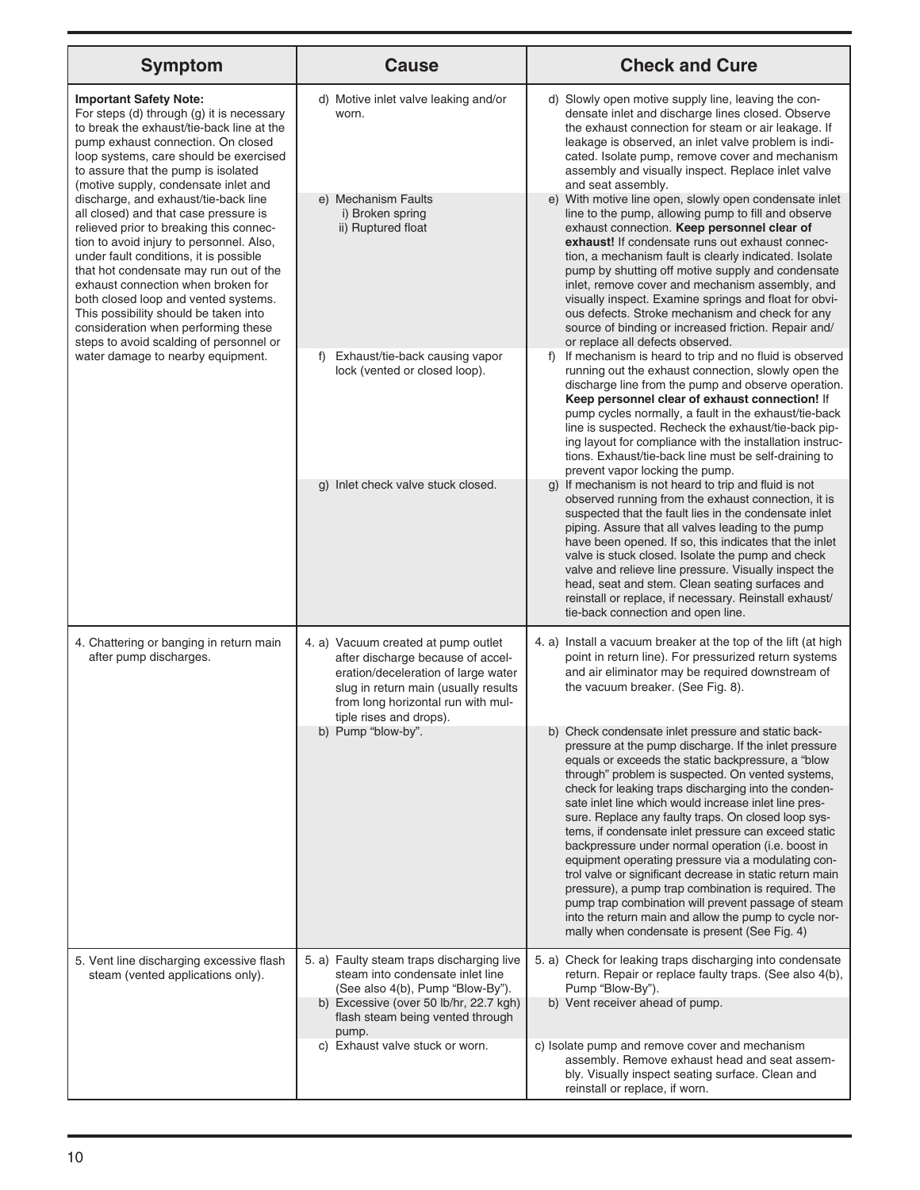| Symptom | Cause | Check and Cure |
|---|---|---|
| **Important Safety Note:** For steps (d) through (g) it is necessary to break the exhaust/tie-back line at the pump exhaust connection. On closed loop systems, care should be exercised to assure that the pump is isolated (motive supply, condensate inlet and discharge, and exhaust/tie-back line all closed) and that case pressure is relieved prior to breaking this connection to avoid injury to personnel. Also, under fault conditions, it is possible that hot condensate may run out of the exhaust connection when broken for both closed loop and vented systems. This possibility should be taken into consideration when performing these steps to avoid scalding of personnel or water damage to nearby equipment. | d) Motive inlet valve leaking and/or worn. | d) Slowly open motive supply line, leaving the condensate inlet and discharge lines closed. Observe the exhaust connection for steam or air leakage. If leakage is observed, an inlet valve problem is indicated. Isolate pump, remove cover and mechanism assembly and visually inspect. Replace inlet valve and seat assembly. |
| | e) Mechanism Faults<br>i) Broken spring<br>ii) Ruptured float | e) With motive line open, slowly open condensate inlet line to the pump, allowing pump to fill and observe exhaust connection. **Keep personnel clear of exhaust!** If condensate runs out exhaust connection, a mechanism fault is clearly indicated. Isolate pump by shutting off motive supply and condensate inlet, remove cover and mechanism assembly, and visually inspect. Examine springs and float for obvious defects. Stroke mechanism and check for any source of binding or increased friction. Repair and/or replace all defects observed. |
| | f) Exhaust/tie-back causing vapor lock (vented or closed loop). | f) If mechanism is heard to trip and no fluid is observed running out the exhaust connection, slowly open the discharge line from the pump and observe operation. **Keep personnel clear of exhaust connection!** If pump cycles normally, a fault in the exhaust/tie-back line is suspected. Recheck the exhaust/tie-back piping layout for compliance with the installation instructions. Exhaust/tie-back line must be self-draining to prevent vapor locking the pump. |
| | g) Inlet check valve stuck closed. | g) If mechanism is not heard to trip and fluid is not observed running from the exhaust connection, it is suspected that the fault lies in the condensate inlet piping. Assure that all valves leading to the pump have been opened. If so, this indicates that the inlet valve is stuck closed. Isolate the pump and check valve and relieve line pressure. Visually inspect the head, seat and stem. Clean seating surfaces and reinstall or replace, if necessary. Reinstall exhaust/tie-back connection and open line. |
| 4. Chattering or banging in return main after pump discharges. | 4. a) Vacuum created at pump outlet after discharge because of acceleration/deceleration of large water slug in return main (usually results from long horizontal run with multiple rises and drops). | 4. a) Install a vacuum breaker at the top of the lift (at high point in return line). For pressurized return systems and air eliminator may be required downstream of the vacuum breaker. (See Fig. 8). |
| | b) Pump "blow-by". | b) Check condensate inlet pressure and static backpressure at the pump discharge. If the inlet pressure equals or exceeds the static backpressure, a "blow through" problem is suspected. On vented systems, check for leaking traps discharging into the condensate inlet line which would increase inlet line pressure. Replace any faulty traps. On closed loop systems, if condensate inlet pressure can exceed static backpressure under normal operation (i.e. boost in equipment operating pressure via a modulating control valve or significant decrease in static return main pressure), a pump trap combination is required. The pump trap combination will prevent passage of steam into the return main and allow the pump to cycle normally when condensate is present (See Fig. 4) |
| 5. Vent line discharging excessive flash steam (vented applications only). | 5. a) Faulty steam traps discharging live steam into condensate inlet line (See also 4(b), Pump "Blow-By"). | 5. a) Check for leaking traps discharging into condensate return. Repair or replace faulty traps. (See also 4(b), Pump "Blow-By"). |
| | b) Excessive (over 50 lb/hr, 22.7 kgh) flash steam being vented through pump. | b) Vent receiver ahead of pump. |
| | c) Exhaust valve stuck or worn. | c) Isolate pump and remove cover and mechanism assembly. Remove exhaust head and seat assembly. Visually inspect seating surface. Clean and reinstall or replace, if worn. |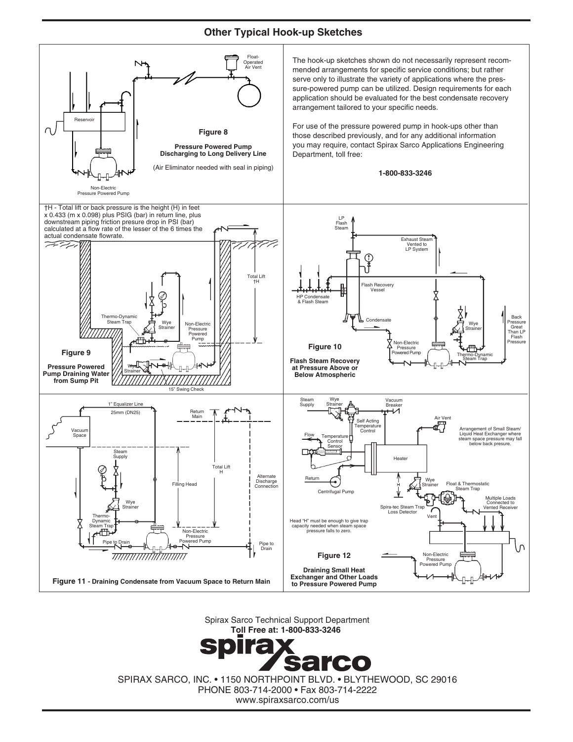## Other Typical Hook-up Sketches

Float-Operated Air Vent

Reservoir

Non-Electric Pressure Powered Pump

**Figure 8**

**Pressure Powered Pump Discharging to Long Delivery Line**

(Air Eliminator needed with seal in piping)

The hook-up sketches shown do not necessarily represent recommended arrangements for specific service conditions; but rather serve only to illustrate the variety of applications where the pressure-powered pump can be utilized. Design requirements for each application should be evaluated for the best condensate recovery arrangement tailored to your specific needs.

For use of the pressure powered pump in hook-ups other than those described previously, and for any additional information you may require, contact Spirax Sarco Applications Engineering Department, toll free:

**1-800-833-3246**

†H - Total lift or back pressure is the height (H) in feet x 0.433 (m x 0.098) plus PSIG (bar) in return line, plus downstream piping friction pressure drop in PSI (bar) calculated at a flow rate of the lesser of the 6 times the actual condensate flowrate.

Total Lift †H

Thermo-Dynamic Steam Trap

Wye Strainer

Non-Electric Pressure Powered Pump

Wye Strainer

15° Swing Check

**Figure 9**

**Pressure Powered Pump Draining Water from Sump Pit**

LP Flash Steam

Exhaust Steam Vented to LP System

Flash Recovery Vessel

HP Condensate & Flash Steam

Condensate

Wye Strainer

Back Pressure Great Than LP Flash Pressure

Non-Electric Pressure Powered Pump

Thermo-Dynamic Steam Trap

**Figure 10**

**Flash Steam Recovery at Pressure Above or Below Atmospheric**

1" Equalizer Line 25mm (DN25)

Return Main

Vacuum Space

Steam Supply

Total Lift H

Filling Head

Alternate Discharge Connection

Wye Strainer

Thermo-Dynamic Steam Trap

Non-Electric Pressure Powered Pump

Pipe to Drain

Pipe to Drain

**Figure 11 - Draining Condensate from Vacuum Space to Return Main**

Steam Supply

Wye Strainer

Vacuum Breaker

Self Acting Temperature Control

Air Vent

Arrangement of Small Steam/ Liquid Heat Exchanger where steam space pressure may fall below back presure.

Flow

Temperature Control Sensor

Heater

Return

Centrifugal Pump

H

Wye Strainer

Float & Thermostatic Steam Trap

Spira-tec Steam Trap Loss Detector

Multiple Loads Connected to Vented Receiver

Vent

Head "H" must be enough to give trap capacity needed when steam space pressure falls to zero.

Non-Electric Pressure Powered Pump

**Figure 12**

**Draining Small Heat Exchanger and Other Loads to Pressure Powered Pump**

Spirax Sarco Technical Support Department
**Toll Free at: 1-800-833-3246**

spirax sarco

SPIRAX SARCO, INC. • 1150 NORTHPOINT BLVD. • BLYTHEWOOD, SC 29016
PHONE 803-714-2000 • Fax 803-714-2222
www.spiraxsarco.com/us